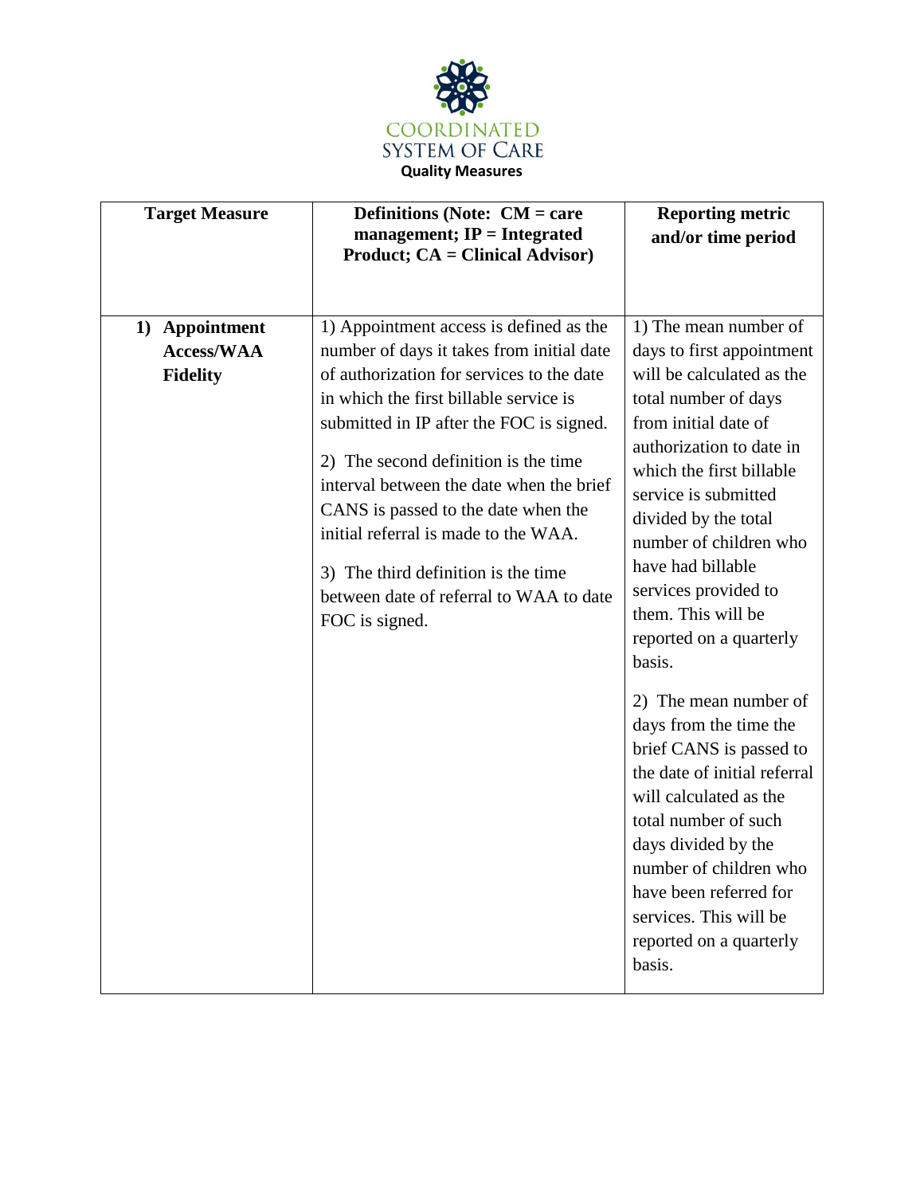# COORDINATED SYSTEM OF CARE

## Quality Measures

| Target Measure | Definitions (Note: CM = care management; IP = Integrated Product; CA = Clinical Advisor) | Reporting metric and/or time period |
|---|---|---|
| 1) **Appointment Access/WAA Fidelity** | 1) Appointment access is defined as the number of days it takes from initial date of authorization for services to the date in which the first billable service is submitted in IP after the FOC is signed.<br><br>2) The second definition is the time interval between the date when the brief CANS is passed to the date when the initial referral is made to the WAA.<br><br>3) The third definition is the time between date of referral to WAA to date FOC is signed. | 1) The mean number of days to first appointment will be calculated as the total number of days from initial date of authorization to date in which the first billable service is submitted divided by the total number of children who have had billable services provided to them. This will be reported on a quarterly basis.<br><br>2) The mean number of days from the time the brief CANS is passed to the date of initial referral will calculated as the total number of such days divided by the number of children who have been referred for services. This will be reported on a quarterly basis. |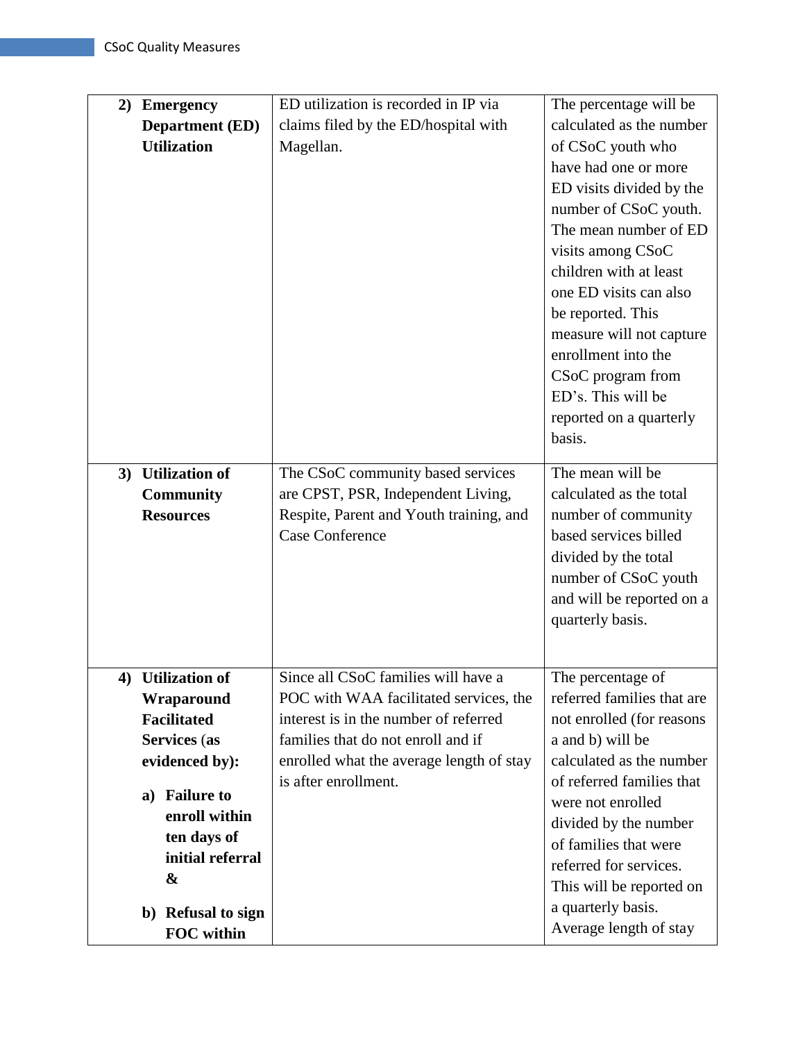| | | |
|---|---|---|
| **2) Emergency Department (ED) Utilization** | ED utilization is recorded in IP via claims filed by the ED/hospital with Magellan. | The percentage will be calculated as the number of CSoC youth who have had one or more ED visits divided by the number of CSoC youth. The mean number of ED visits among CSoC children with at least one ED visits can also be reported. This measure will not capture enrollment into the CSoC program from ED's. This will be reported on a quarterly basis. |
| **3) Utilization of Community Resources** | The CSoC community based services are CPST, PSR, Independent Living, Respite, Parent and Youth training, and Case Conference | The mean will be calculated as the total number of community based services billed divided by the total number of CSoC youth and will be reported on a quarterly basis. |
| **4) Utilization of Wraparound Facilitated Services (as evidenced by):** <br><br> **a) Failure to enroll within ten days of initial referral &** <br><br> **b) Refusal to sign FOC within** | Since all CSoC families will have a POC with WAA facilitated services, the interest is in the number of referred families that do not enroll and if enrolled what the average length of stay is after enrollment. | The percentage of referred families that are not enrolled (for reasons a and b) will be calculated as the number of referred families that were not enrolled divided by the number of families that were referred for services. This will be reported on a quarterly basis. Average length of stay |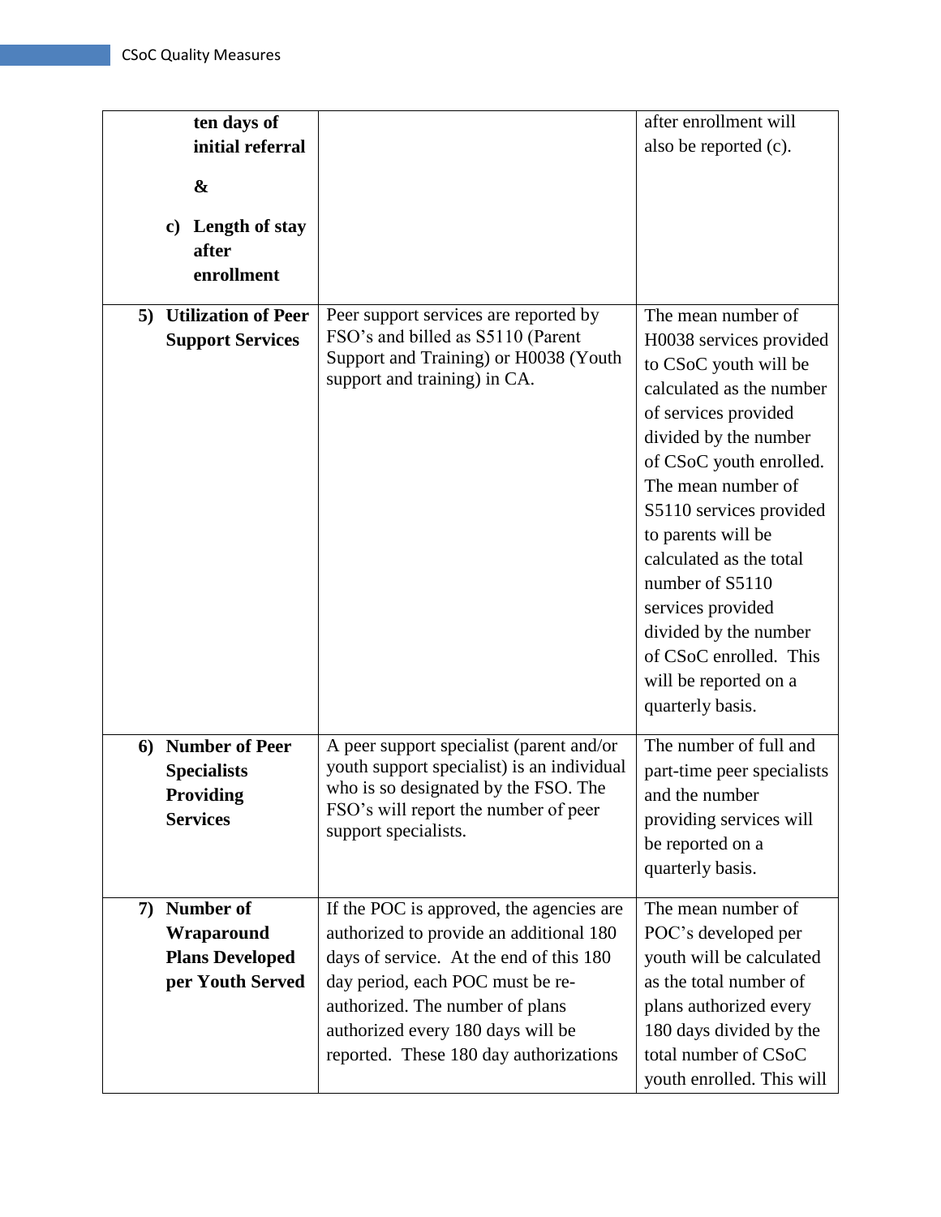| | | |
|---|---|---|
| **ten days of initial referral** <br><br> **&** <br><br> **c) Length of stay after enrollment** | | after enrollment will also be reported (c). |
| **5) Utilization of Peer Support Services** | Peer support services are reported by FSO's and billed as S5110 (Parent Support and Training) or H0038 (Youth support and training) in CA. | The mean number of H0038 services provided to CSoC youth will be calculated as the number of services provided divided by the number of CSoC youth enrolled. The mean number of S5110 services provided to parents will be calculated as the total number of S5110 services provided divided by the number of CSoC enrolled. This will be reported on a quarterly basis. |
| **6) Number of Peer Specialists Providing Services** | A peer support specialist (parent and/or youth support specialist) is an individual who is so designated by the FSO. The FSO's will report the number of peer support specialists. | The number of full and part-time peer specialists and the number providing services will be reported on a quarterly basis. |
| **7) Number of Wraparound Plans Developed per Youth Served** | If the POC is approved, the agencies are authorized to provide an additional 180 days of service. At the end of this 180 day period, each POC must be re-authorized. The number of plans authorized every 180 days will be reported. These 180 day authorizations | The mean number of POC's developed per youth will be calculated as the total number of plans authorized every 180 days divided by the total number of CSoC youth enrolled. This will |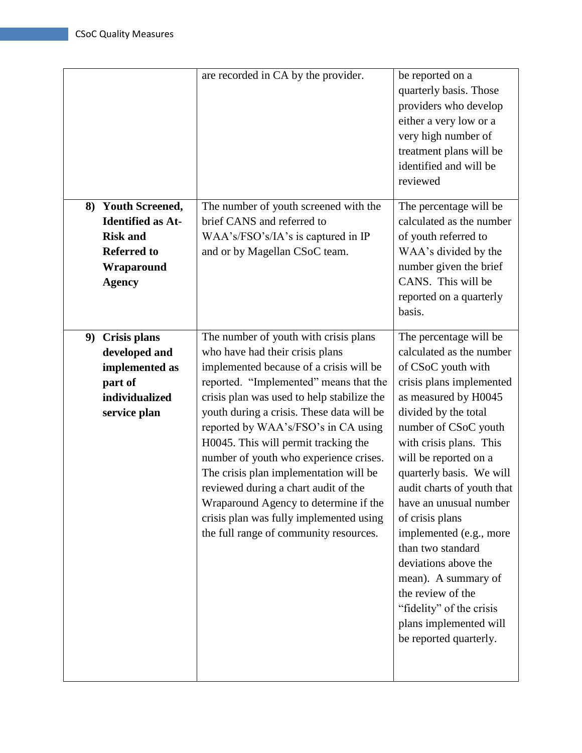| | | |
|---|---|---|
| | are recorded in CA by the provider. | be reported on a quarterly basis. Those providers who develop either a very low or a very high number of treatment plans will be identified and will be reviewed |
| **8) Youth Screened, Identified as At-Risk and Referred to Wraparound Agency** | The number of youth screened with the brief CANS and referred to WAA's/FSO's/IA's is captured in IP and or by Magellan CSoC team. | The percentage will be calculated as the number of youth referred to WAA's divided by the number given the brief CANS. This will be reported on a quarterly basis. |
| **9) Crisis plans developed and implemented as part of individualized service plan** | The number of youth with crisis plans who have had their crisis plans implemented because of a crisis will be reported. "Implemented" means that the crisis plan was used to help stabilize the youth during a crisis. These data will be reported by WAA's/FSO's in CA using H0045. This will permit tracking the number of youth who experience crises. The crisis plan implementation will be reviewed during a chart audit of the Wraparound Agency to determine if the crisis plan was fully implemented using the full range of community resources. | The percentage will be calculated as the number of CSoC youth with crisis plans implemented as measured by H0045 divided by the total number of CSoC youth with crisis plans. This will be reported on a quarterly basis. We will audit charts of youth that have an unusual number of crisis plans implemented (e.g., more than two standard deviations above the mean). A summary of the review of the "fidelity" of the crisis plans implemented will be reported quarterly. |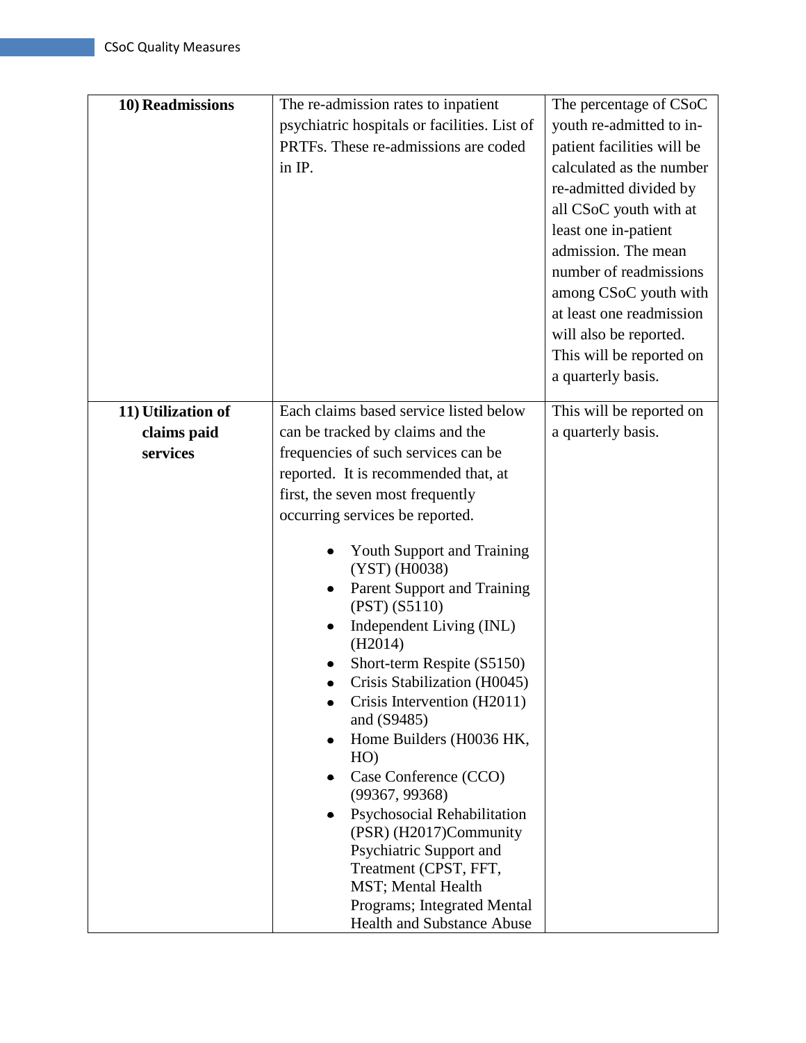| | | |
|---|---|---|
| **10) Readmissions** | The re-admission rates to inpatient psychiatric hospitals or facilities. List of PRTFs. These re-admissions are coded in IP. | The percentage of CSoC youth re-admitted to in-patient facilities will be calculated as the number re-admitted divided by all CSoC youth with at least one in-patient admission. The mean number of readmissions among CSoC youth with at least one readmission will also be reported. This will be reported on a quarterly basis. |
| **11) Utilization of claims paid services** | Each claims based service listed below can be tracked by claims and the frequencies of such services can be reported. It is recommended that, at first, the seven most frequently occurring services be reported.<br><br>• Youth Support and Training (YST) (H0038)<br>• Parent Support and Training (PST) (S5110)<br>• Independent Living (INL) (H2014)<br>• Short-term Respite (S5150)<br>• Crisis Stabilization (H0045)<br>• Crisis Intervention (H2011) and (S9485)<br>• Home Builders (H0036 HK, HO)<br>• Case Conference (CCO) (99367, 99368)<br>• Psychosocial Rehabilitation (PSR) (H2017)Community Psychiatric Support and Treatment (CPST, FFT, MST; Mental Health Programs; Integrated Mental Health and Substance Abuse | This will be reported on a quarterly basis. |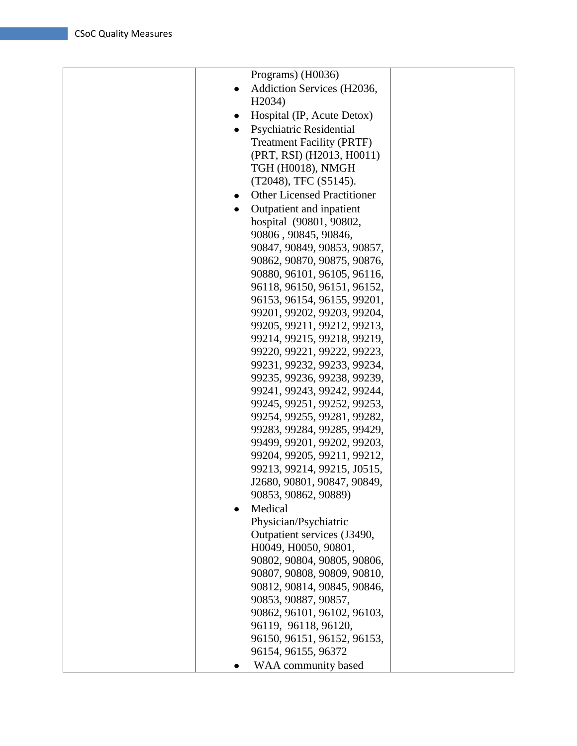| | | |
|---|---|---|
| | Programs) (H0036)<br>• Addiction Services (H2036, H2034)<br>• Hospital (IP, Acute Detox)<br>• Psychiatric Residential Treatment Facility (PRTF) (PRT, RSI) (H2013, H0011) TGH (H0018), NMGH (T2048), TFC (S5145).<br>• Other Licensed Practitioner<br>• Outpatient and inpatient hospital (90801, 90802, 90806 , 90845, 90846, 90847, 90849, 90853, 90857, 90862, 90870, 90875, 90876, 90880, 96101, 96105, 96116, 96118, 96150, 96151, 96152, 96153, 96154, 96155, 99201, 99201, 99202, 99203, 99204, 99205, 99211, 99212, 99213, 99214, 99215, 99218, 99219, 99220, 99221, 99222, 99223, 99231, 99232, 99233, 99234, 99235, 99236, 99238, 99239, 99241, 99243, 99242, 99244, 99245, 99251, 99252, 99253, 99254, 99255, 99281, 99282, 99283, 99284, 99285, 99429, 99499, 99201, 99202, 99203, 99204, 99205, 99211, 99212, 99213, 99214, 99215, J0515, J2680, 90801, 90847, 90849, 90853, 90862, 90889)<br>• Medical Physician/Psychiatric Outpatient services (J3490, H0049, H0050, 90801, 90802, 90804, 90805, 90806, 90807, 90808, 90809, 90810, 90812, 90814, 90845, 90846, 90853, 90887, 90857, 90862, 96101, 96102, 96103, 96119, 96118, 96120, 96150, 96151, 96152, 96153, 96154, 96155, 96372<br>• WAA community based | |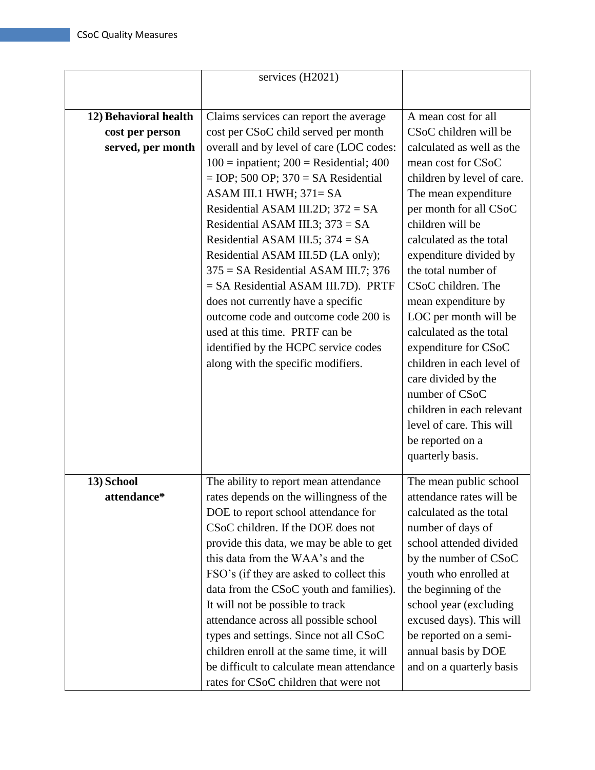| | | |
|---|---|---|
| | services (H2021) | |
| **12) Behavioral health cost per person served, per month** | Claims services can report the average cost per CSoC child served per month overall and by level of care (LOC codes: 100 = inpatient; 200 = Residential; 400 = IOP; 500 OP; 370 = SA Residential ASAM III.1 HWH; 371= SA Residential ASAM III.2D; 372 = SA Residential ASAM III.3; 373 = SA Residential ASAM III.5; 374 = SA Residential ASAM III.5D (LA only); 375 = SA Residential ASAM III.7; 376 = SA Residential ASAM III.7D). PRTF does not currently have a specific outcome code and outcome code 200 is used at this time. PRTF can be identified by the HCPC service codes along with the specific modifiers. | A mean cost for all CSoC children will be calculated as well as the mean cost for CSoC children by level of care. The mean expenditure per month for all CSoC children will be calculated as the total expenditure divided by the total number of CSoC children. The mean expenditure by LOC per month will be calculated as the total expenditure for CSoC children in each level of care divided by the number of CSoC children in each relevant level of care. This will be reported on a quarterly basis. |
| **13) School attendance*** | The ability to report mean attendance rates depends on the willingness of the DOE to report school attendance for CSoC children. If the DOE does not provide this data, we may be able to get this data from the WAA's and the FSO's (if they are asked to collect this data from the CSoC youth and families). It will not be possible to track attendance across all possible school types and settings. Since not all CSoC children enroll at the same time, it will be difficult to calculate mean attendance rates for CSoC children that were not | The mean public school attendance rates will be calculated as the total number of days of school attended divided by the number of CSoC youth who enrolled at the beginning of the school year (excluding excused days). This will be reported on a semi-annual basis by DOE and on a quarterly basis |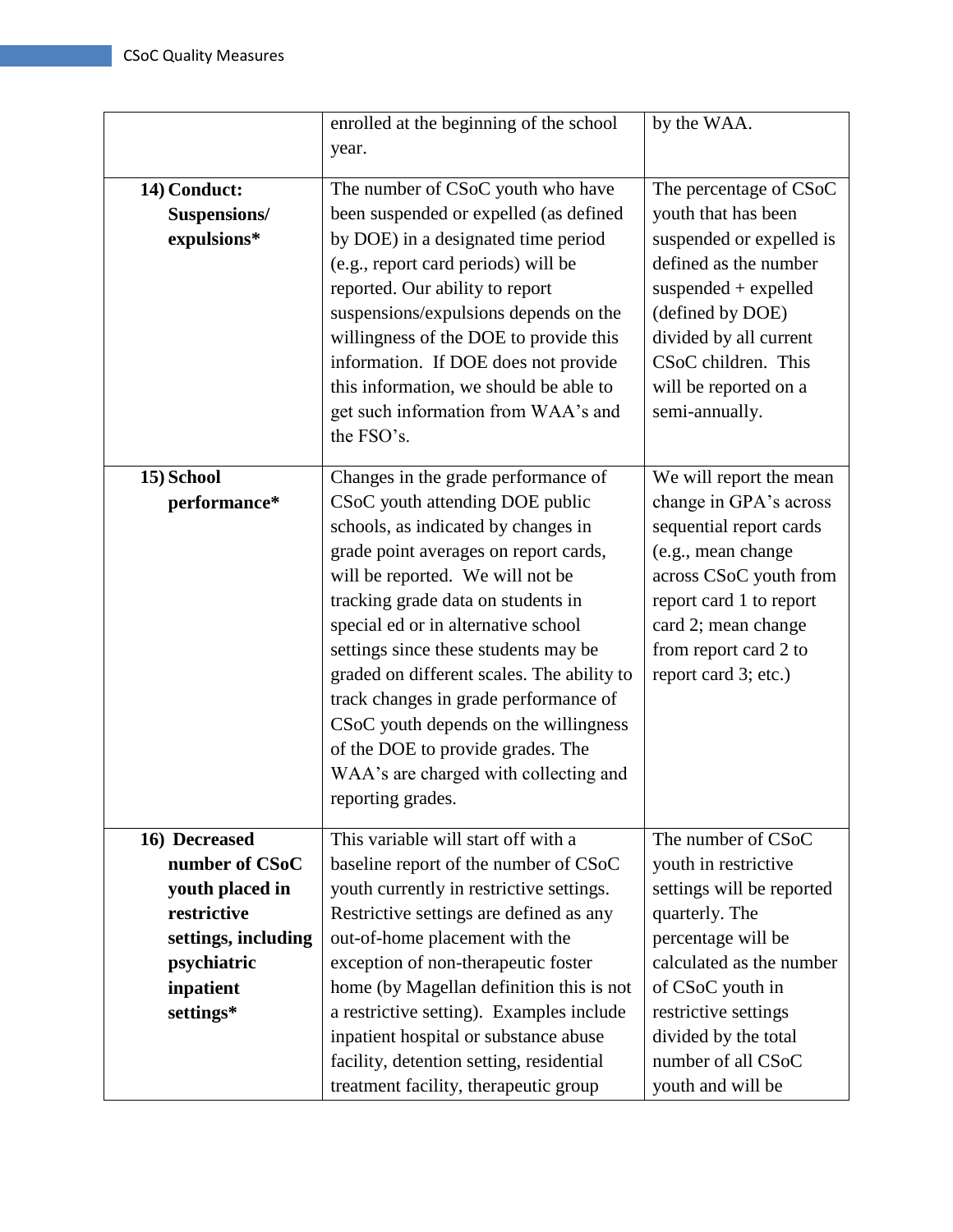| | | |
|---|---|---|
| | enrolled at the beginning of the school year. | by the WAA. |
| **14) Conduct: Suspensions/ expulsions*** | The number of CSoC youth who have been suspended or expelled (as defined by DOE) in a designated time period (e.g., report card periods) will be reported. Our ability to report suspensions/expulsions depends on the willingness of the DOE to provide this information. If DOE does not provide this information, we should be able to get such information from WAA's and the FSO's. | The percentage of CSoC youth that has been suspended or expelled is defined as the number suspended + expelled (defined by DOE) divided by all current CSoC children. This will be reported on a semi-annually. |
| **15) School performance*** | Changes in the grade performance of CSoC youth attending DOE public schools, as indicated by changes in grade point averages on report cards, will be reported. We will not be tracking grade data on students in special ed or in alternative school settings since these students may be graded on different scales. The ability to track changes in grade performance of CSoC youth depends on the willingness of the DOE to provide grades. The WAA's are charged with collecting and reporting grades. | We will report the mean change in GPA's across sequential report cards (e.g., mean change across CSoC youth from report card 1 to report card 2; mean change from report card 2 to report card 3; etc.) |
| **16) Decreased number of CSoC youth placed in restrictive settings, including psychiatric inpatient settings*** | This variable will start off with a baseline report of the number of CSoC youth currently in restrictive settings. Restrictive settings are defined as any out-of-home placement with the exception of non-therapeutic foster home (by Magellan definition this is not a restrictive setting). Examples include inpatient hospital or substance abuse facility, detention setting, residential treatment facility, therapeutic group | The number of CSoC youth in restrictive settings will be reported quarterly. The percentage will be calculated as the number of CSoC youth in restrictive settings divided by the total number of all CSoC youth and will be |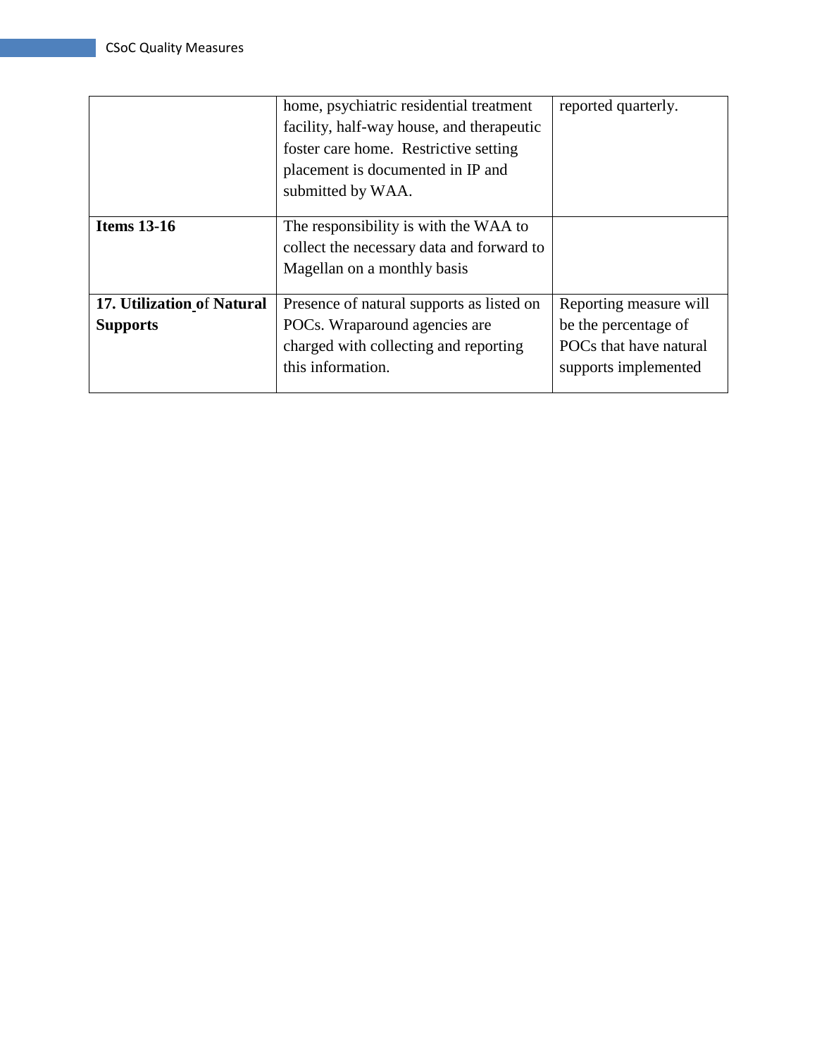| | | |
|---|---|---|
| | home, psychiatric residential treatment facility, half-way house, and therapeutic foster care home. Restrictive setting placement is documented in IP and submitted by WAA. | reported quarterly. |
| **Items 13-16** | The responsibility is with the WAA to collect the necessary data and forward to Magellan on a monthly basis | |
| **17. Utilization of Natural Supports** | Presence of natural supports as listed on POCs. Wraparound agencies are charged with collecting and reporting this information. | Reporting measure will be the percentage of POCs that have natural supports implemented |